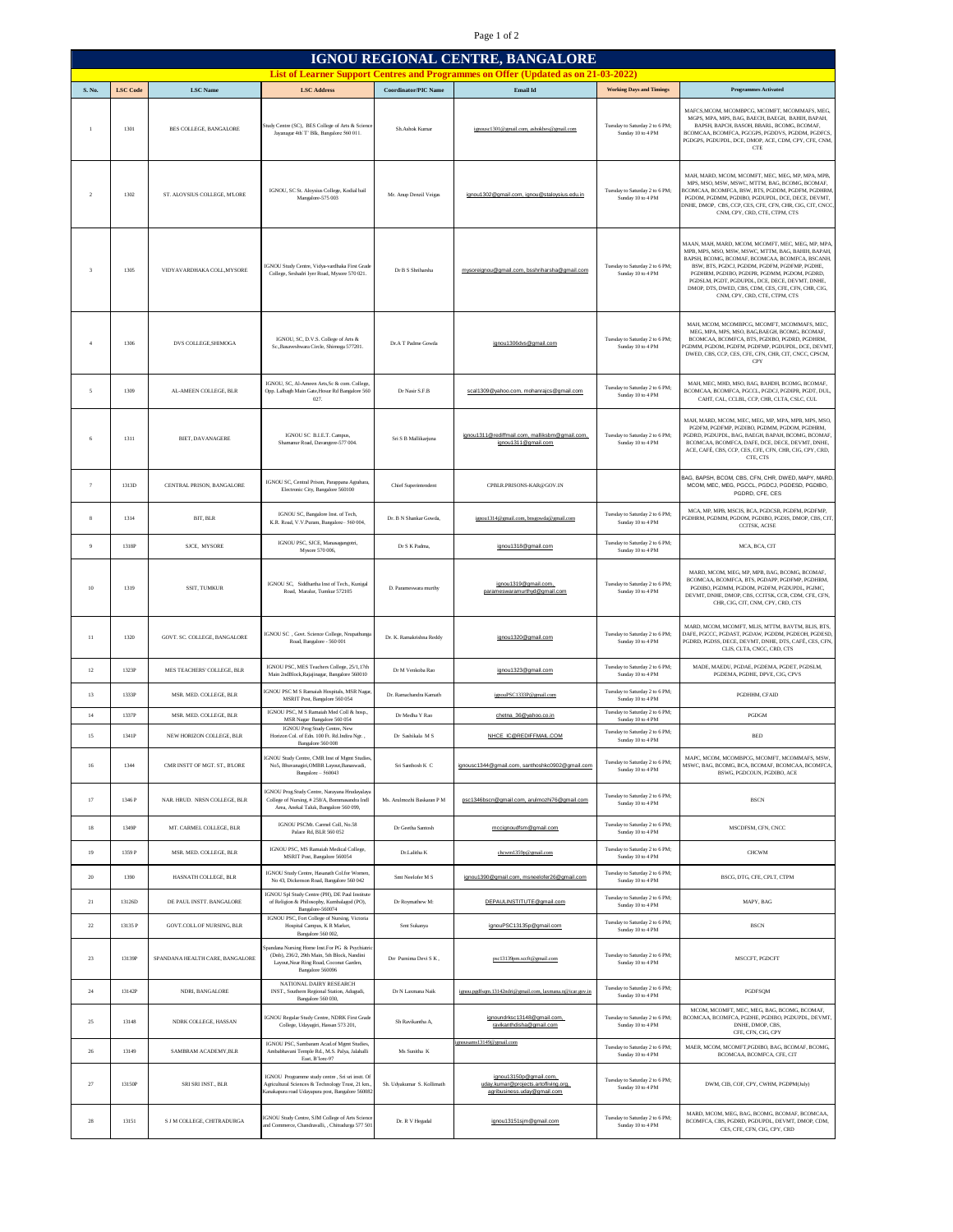# IGNOU REGIONAL CENTRE, BANGALORE

## List of Learner Support Centres and Programmes on Offer (Updated as on 21-03-2022)

| S. No. | LSC Code | LSC Name | LSC Address | Coordinator/PIC Name | Email Id | Working Days and Timings | Programmes Activated |
|---|---|---|---|---|---|---|---|
| 1 | 1301 | BES COLLEGE, BANGALORE | Study Centre (SC), BES College of Arts & Science Jayanagar 4th T' Blk, Bangalore 560 011. | Sh.Ashok Kumar | ignousc1301@gmail.com, ashokbes@gmail.com | Tuesday to Saturday 2 to 6 PM; Sunday 10 to 4 PM | MAFCS,MCOM, MCOMBPCG, MCOMFT, MCOMMAFS, MEG, MGPS, MPA, MPS, BAG, BAECH, BAEGH, BAHIH, BAPAH, BAPSH, BAPCH, BASOH, BBARL, BCOMG, BCOMAF, BCOMCAA, BCOMFCA, PGCGPS, PGDDVS, PGDDM, PGDFCS, PGDGPS, PGDUPDL, DCE, DMOP, ACE, CDM, CPY, CFE, CNM, CTE |
| 2 | 1302 | ST. ALOYSIUS COLLEGE, M'LORE | IGNOU, SC St. Aloysius College, Kodial bail Mangalore-575 003 | Mr. Anup Denzil Veigas | ignou1302@gmail.com, ignou@staloysius.edu.in | Tuesday to Saturday 2 to 6 PM; Sunday 10 to 4 PM | MAH, MARD, MCOM, MCOMFT, MEC, MEG, MP, MPA, MPB, MPS, MSO, MSW, MSWC, MTTM, BAG, BCOMG, BCOMAF, BCOMCAA, BCOMFCA, BSW, BTS, PGDDM, PGDFM, PGDHRM, PGDOM, PGDMM, PGDIBO, PGDUPDL, DCE, DECE, DEVMT, DNHE, DMOP, CBS, CCP, CES, CFE, CFN, CHR, CIG, CIT, CNCC, CNM, CPY, CRD, CTE, CTPM, CTS |
| 3 | 1305 | VIDYAVARDHAKA COLL,MYSORE | IGNOU Study Centre, Vidya-vardhaka First Grade College, Seshadri Iyer Road, Mysore 570 021. | Dr B S Shriharsha | mysoreignou@gmail.com, bsshriharsha@gmail.com | Tuesday to Saturday 2 to 6 PM; Sunday 10 to 4 PM | MAAN, MAH, MARD, MCOM, MCOMFT, MEC, MEG, MP, MPA, MPB, MPS, MSO, MSW, MSWC, MTTM, BAG, BAHIH, BAPAH, BAPSH, BCOMG, BCOMAF, BCOMCAA, BCOMFCA, BSCANH, BSW, BTS, PGDCJ, PGDDM, PGDFM, PGDFMP, PGDHE, PGDHRM, PGDIBO, PGDIPR, PGDMM, PGDOM, PGDRD, PGDSLM, PGDT, PGDUPDL, DCE, DECE, DEVMT, DNHE, DMOP, DTS, DWED, CBS, CDM, CES, CFE, CFN, CHR, CIG, CNM, CPY, CRD, CTE, CTPM, CTS |
| 4 | 1306 | DVS COLLEGE,SHIMOGA | IGNOU, SC, D.V.S. College of Arts & Sc.,Basaweshwara Circle, Shimoga 577201. | Dr.A T Padme Gowda | ignou1306dvs@gmail.com | Tuesday to Saturday 2 to 6 PM; Sunday 10 to 4 PM | MAH, MCOM, MCOMBPCG, MCOMFT, MCOMMAFS, MEC, MEG, MPA, MPS, MSO, BAG,BAEGH, BCOMG, BCOMAF, BCOMCAA, BCOMFCA, BTS, PGDIBO, PGDRD, PGDHRM, PGDMM, PGDOM, PGDFM, PGDFMP, PGDUPDL, DCE, DEVMT, DWED, CBS, CCP, CES, CFE, CFN, CHR, CIT, CNCC, CPSCM, CPY |
| 5 | 1309 | AL-AMEEN COLLEGE, BLR | IGNOU, SC, Al-Ameen Arts,Sc & com. College, Opp. Lalbagh Main Gate,Hosur Rd Bangalore 560 027. | Dr Nasir S.F.B | scal1309@yahoo.com, mohanrajcs@gmail.com | Tuesday to Saturday 2 to 6 PM; Sunday 10 to 4 PM | MAH, MEC, MHD, MSO, BAG, BAHDH, BCOMG, BCOMAF, BCOMCAA, BCOMFCA, PGCCL, PGDCJ, PGDIPR, PGDT, DUL, CAHT, CAL, CCLBL, CCP, CHR, CLTA, CSLC, CUL |
| 6 | 1311 | BIET, DAVANAGERE | IGNOU SC B.I.E.T. Campus, Shamanur Road, Davangere-577 004. | Sri S B Mallikarjuna | ignou1311@rediffmail.com, mallikssbm@gmail.com, ignou1311@gmail.com | Tuesday to Saturday 2 to 6 PM; Sunday 10 to 4 PM | MAH, MARD, MCOM, MEC, MEG, MP, MPA, MPB, MPS, MSO, PGDFM, PGDFMP, PGDIBO, PGDMM, PGDOM, PGDHRM, PGDRD, PGDUPDL, BAG, BAEGH, BAPAH, BCOMG, BCOMAF, BCOMCAA, BCOMFCA, DAFE, DCE, DECE, DEVMT, DNHE, ACE, CAFÉ, CBS, CCP, CES, CFE, CFN, CHR, CIG, CPY, CRD, CTE, CTS |
| 7 | 1313D | CENTRAL PRISON, BANGALORE | IGNOU SC, Central Prison, Parappana Agrahara, Electronic City, Bangalore 560100 | Chief Superintendent | CPBLR.PRISONS-KAR@GOV.IN | | BAG, BAPSH, BCOM, CBS, CFN, CHR, DWED, MAPY, MARD, MCOM, MEC, MEG, PGCCL, PGDCJ, PGDESD, PGDIBO, PGDRD, CFE, CES |
| 8 | 1314 | BIT, BLR | IGNOU SC, Bangalore Inst. of Tech, K.R. Road, V.V.Puram, Bangalore - 560 004, | Dr. B N Shankar Gowda, | ignou1314@gmail.com, bnsgowda@gmail.com | Tuesday to Saturday 2 to 6 PM; Sunday 10 to 4 PM | MCA, MP, MPB, MSCIS, BCA, PGDCSR, PGDFM, PGDFMP, PGDHRM, PGDMM, PGDOM, PGDIBO, PGDIS, DMOP, CBS, CIT, CCITSK, ACISE |
| 9 | 1318P | SJCE, MYSORE | IGNOU PSC, SJCE, Manasagangotri, Mysore 570 006, | Dr S K Padma, | ignou1318@gmail.com | Tuesday to Saturday 2 to 6 PM; Sunday 10 to 4 PM | MCA, BCA, CIT |
| 10 | 1319 | SSIT, TUMKUR | IGNOU SC, Siddhartha Inst of Tech., Kunigal Road, Maralur, Tumkur 572105 | D. Parameswara murthy | ignou1319@gmail.com, parameswaramurthyd@gmail.com | Tuesday to Saturday 2 to 6 PM; Sunday 10 to 4 PM | MARD, MCOM, MEG, MP, MPB, BAG, BCOMG, BCOMAF, BCOMCAA, BCOMFCA, BTS, PGDAPP, PGDFMP, PGDHRM, PGDIBO, PGDMM, PGDOM, PGDFM, PGDUPDL, PGJMC, DEVMT, DNHE, DMOP, CBS, CCITSK, CCR, CDM, CFE, CFN, CHR, CIG, CIT, CNM, CPY, CRD, CTS |
| 11 | 1320 | GOVT. SC. COLLEGE, BANGALORE | IGNOU SC , Govt. Science College, Nrupathunga Road, Bangalore - 560 001 | Dr. K. Ramakrishna Reddy | ignou1320@gmail.com | Tuesday to Saturday 2 to 6 PM; Sunday 10 to 4 PM | MARD, MCOM, MCOMFT, MLIS, MTTM, BAVTM, BLIS, BTS, DAFE, PGCCC, PGDAST, PGDAW, PGDDM, PGDEOH, PGDESD, PGDRD, PGDSS, DECE, DEVMT, DNHE, DTS, CAFÉ, CES, CFN, CLIS, CLTA, CNCC, CRD, CTS |
| 12 | 1323P | MES TEACHERS' COLLEGE, BLR | IGNOU PSC, MES Teachers College, 25/1,17th Main 2ndBlock,Rajajinagar, Bangalore 560010 | Dr M Venkoba Rao | ignou1323@gmail.com | Tuesday to Saturday 2 to 6 PM; Sunday 10 to 4 PM | MADE, MAEDU, PGDAE, PGDEMA, PGDET, PGDSLM, PGDEMA, PGDHE, DPVE, CIG, CPVS |
| 13 | 1333P | MSR. MED. COLLEGE, BLR | IGNOU PSC M S Ramaiah Hospitals, MSR Nagar, MSRIT Post, Bangalore 560 054 | Dr. Ramachandra Kamath | ignouPSC1333P@gmail.com | Tuesday to Saturday 2 to 6 PM; Sunday 10 to 4 PM | PGDHHM, CFAID |
| 14 | 1337P | MSR. MED. COLLEGE, BLR | IGNOU PSC, M S Ramaiah Med Coll & hosp., MSR Nagar Bangalore 560 054 | Dr Medha Y Rao | chetna_36@yahoo.co.in | Tuesday to Saturday 2 to 6 PM; Sunday 10 to 4 PM | PGDGM |
| 15 | 1341P | NEW HORIZON COLLEGE, BLR | IGNOU Prog Study Centre, New Horizon Col. of Edn. 100 Ft. Rd.Indira Ngr. , Bangalore 560 008 | Dr Sashikala M S | NHCE_IC@REDIFFMAIL.COM | Tuesday to Saturday 2 to 6 PM; Sunday 10 to 4 PM | BED |
| 16 | 1344 | CMR INSTT OF MGT. ST., B'LORE | IGNOU Study Centre, CMR Inst of Mgmt Studies, No5, Bhuvanagiri,OMBR Layout,Banaswadi, Bangalore – 560043 | Sri Santhosh K C | ignousc1344@gmail.com, santhoshkc0902@gmail.com | Tuesday to Saturday 2 to 6 PM; Sunday 10 to 4 PM | MAPC, MCOM, MCOMBPCG, MCOMFT, MCOMMAFS, MSW, MSWC, BAG, BCOMG, BCA, BCOMAF, BCOMCAA, BCOMFCA, BSWG, PGDCOUN, PGDIBO, ACE |
| 17 | 1346 P | NAR. HRUD. NRSN COLLEGE, BLR | IGNOU Prog.Study Centre, Narayana Hrudayalaya College of Nursing, # 258/A, Bommasandra Indl Area, Anekal Taluk, Bangalore 560 099, | Ms. Arulmozhi Baskaran P M | psc1346bscn@gmail.com, arulmozhi76@gmail.com | Tuesday to Saturday 2 to 6 PM; Sunday 10 to 4 PM | BSCN |
| 18 | 1349P | MT. CARMEL COLLEGE, BLR | IGNOU PSCMt. Carmel Coll, No.58 Palace Rd, BLR 560 052 | Dr Geetha Santosh | mccignoudfsm@gmail.com | Tuesday to Saturday 2 to 6 PM; Sunday 10 to 4 PM | MSCDFSM, CFN, CNCC |
| 19 | 1359 P | MSR. MED. COLLEGE, BLR | IGNOU PSC, MS Ramaiah Medical College, MSRIT Post, Bangalore 560054 | Dr.Lalitha K | chcwm1359p@gmail.com | Tuesday to Saturday 2 to 6 PM; Sunday 10 to 4 PM | CHCWM |
| 20 | 1390 | HASNATH COLLEGE, BLR | IGNOU Study Centre, Hasanath Col.for Women, No 43, Dickenson Road, Bangalore 560 042 | Smt Neelofer M S | ignou1390@gmail.com, msneelofer26@gmail.com | Tuesday to Saturday 2 to 6 PM; Sunday 10 to 4 PM | BSCG, DTG, CFE, CPLT, CTPM |
| 21 | 13126D | DE PAUL INSTT. BANGALORE | IGNOU Spl Study Centre (PH), DE Paul Institute of Religion & Philosophy, Kumbalagod (PO), Bangalore-560074 | Dr Roymathew M: | DEPAULINSTITUTE@gmail.com | Tuesday to Saturday 2 to 6 PM; Sunday 10 to 4 PM | MAPY, BAG |
| 22 | 13135 P | GOVT.COLL.OF NURSING, BLR | IGNOU PSC, Fort College of Nursing, Victoria Hospital Campus, K R Market, Bangalore 560 002, | Smt Sukanya | ignouPSC13135p@gmail.com | Tuesday to Saturday 2 to 6 PM; Sunday 10 to 4 PM | BSCN |
| 23 | 13139P | SPANDANA HEALTH CARE, BANGALORE | Spandana Nursing Home Inst.For PG & Psychiatric (Drib), 236/2, 29th Main, 5th Block, Nandini Layout,Near Ring Road, Coconut Garden, Bangalore 560096 | Drr Purnima Devi S K . | psc13139pm.sccft@gmail.com | Tuesday to Saturday 2 to 6 PM; Sunday 10 to 4 PM | MSCCFT, PGDCFT |
| 24 | 13142P | NDRI, BANGALORE | NATIONAL DAIRY RESEARCH INST., Southern Regional Station, Adugodi, Bangalore 560 030, | Dr N Laxmana Naik | ignou.pgdfsqm.13142ndri@gmail.com, laxmana.n@icar.gov.in | Tuesday to Saturday 2 to 6 PM; Sunday 10 to 4 PM | PGDFSQM |
| 25 | 13148 | NDRK COLLEGE, HASSAN | IGNOU Regular Study Centre, NDRK First Grade College, Udayagiri, Hassan 573 201, | Sh Ravikantha A, | ignoundrksc13148@gmail.com, ravikanthdisha@gmail.com | Tuesday to Saturday 2 to 6 PM; Sunday 10 to 4 PM | MCOM, MCOMFT, MEC, MEG, BAG, BCOMG, BCOMAF, BCOMCAA, BCOMFCA, PGDHE, PGDIBO, PGDUPDL, DEVMT, DNHE, DMOP, CBS, CFE, CFN, CIG, CPY |
| 26 | 13149 | SAMBRAM ACADEMY,BLR | IGNOU PSC, Sambaram Acad.of Mgmt Studies, Ambabhavani Temple Rd., M.S. Palya, Jalahalli East, B'lore-97 | Ms Sumitha K | ignousams13149@gmail.com | Tuesday to Saturday 2 to 6 PM; Sunday 10 to 4 PM | MAER, MCOM, MCOMFT,PGDIBO, BAG, BCOMAF, BCOMG, BCOMCAA, BCOMFCA, CFE, CIT |
| 27 | 13150P | SRI SRI INST., BLR | IGNOU Programme study centre , Sri sri inst. Of Agricultural Sciences & Technology Trust, 21 km., Kanakapura road Udayapura post, Bangalore 560082 | Sh. Udyakumar S. Kollimath | ignou13150p@gmail.com, uday.kumar@projects.artofliving.org, agribusiness.uday@gmail.com | Tuesday to Saturday 2 to 6 PM; Sunday 10 to 4 PM | DWM, CIB, COF, CPY, CWHM, PGDPM(July) |
| 28 | 13151 | S J M COLLEGE, CHITRADURGA | IGNOU Study Centre, SJM College of Arts Science and Commerce, Chandravalli, , Chitradurga 577 501 | Dr. R V Hegadal | ignou13151sjm@gmail.com | Tuesday to Saturday 2 to 6 PM; Sunday 10 to 4 PM | MARD, MCOM, MEG, BAG, BCOMG, BCOMAF, BCOMCAA, BCOMFCA, CBS, PGDRD, PGDUPDL, DEVMT, DMOP, CDM, CES, CFE, CFN, CIG, CPY, CRD |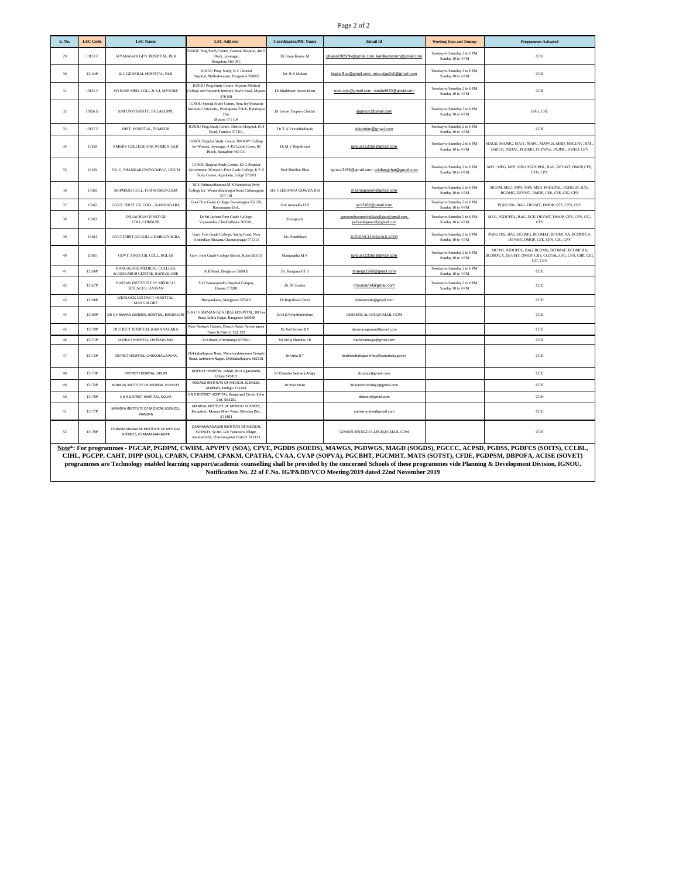| S. No. | LSC Code | LSC Name | LSC Address | Coordinator/PIC Name | Email Id | Working Days and Timings | Programmes Activated |
|---|---|---|---|---|---|---|---|
| 29 | 13153 P | JAYANAGAR GEN. HOSPITAL, BLR | IGNOU Prog.Study Centre, General Hospital, 4th T Block, Jayanagar, Bengaluru 560 041, | Dr Kiran Kumar M | ghjaao1985tblk@gmail.com, kanilkumarmn@gmail.com | Tuesday to Saturday 2 to 6 PM; Sunday 10 to 4 PM | CCH |
| 30 | 13154P | K.C.GENERAL HOSPITAL, BLR | IGNOU Prog. Study, K C General Hospital, Malleshwaram, Bengaluru 560003 | Dr B R Mohan | kcghoffice@gmail.com, renu.vijay310@gmail.com | Tuesday to Saturday 2 to 6 PM; Sunday 10 to 4 PM | CCH |
| 31 | 13155 P | MYSORE MED. COLL & R.I, MYSORE | IGNOU Prog.Study Centre, Mysore Medical College and Research Institute, Irwin Road, Mysore 570 001 | Dr Muddassir Azeez Khan | med.mys@gmail.com, nandu8670@gmail.com | Tuesday to Saturday 2 to 6 PM; Sunday 10 to 4 PM | CCH |
| 32 | 13156 D | SJM UNIVERSITY, BYLAKUPPE | IGNOU Special Study Centre, Sera Jey Monastic Institute/ University, Periyapatna Taluk, Bylakuppa Dist Mysore 571 104 | Dr Geshe Thupten Chodak | sjignouc@gmail.com | Tuesday to Saturday 2 to 6 PM; Sunday 10 to 4 PM | BAG, CFE |
| 33 | 13157 P | DIST. HOSPITAL, TUMKUR | IGNOU Prog.Study Centre, District Hospital, B H Road, Tumkur 577101, | Dr T A Veerabhadraiah | dstumkur@gmail.com | Tuesday to Saturday 2 to 6 PM; Sunday 10 to 4 PM | CCH |
| 34 | 13158 | NMKRV COLLEGE FOR WOMEN, BLR | IGNOU Regular Study Centre, NMKRV College for Women, Jayanagar, # 45/1,22nd Cross, III Block, Bangalore 560 011 | Dr M V Rajeshwari | ignousc13158@gmail.com | Tuesday to Saturday 2 to 6 PM; Sunday 10 to 4 PM | MAGD, MAJMC, MAJY, MAPC, MAWGS, MHD, MSCENV, BAG, BAPCH, PGDAC, PGDMH, PGDWGS, PGJMC, DWED, CPY |
| 35 | 13159 | DR. G. SHANKAR GWFGC&PGC, UDUPI | IGNOU Regular Study Centre, Dr G Shankar Government Women's First Grade College & P G Study Centre, Ajjarkadu, Udupi 576101 | Prof Shridhar Bhat | ignou13159@gmail.com, sridhargbhat@gmail.com | Tuesday to Saturday 2 to 6 PM; Sunday 10 to 4 PM | MEC, MEG, MPS, MSO, PGDUPDL, BAG, DEVMT, DMOP,CFE, CFN, CPY |
| 36 | 13160 | MSPMKSS COLL. FOR WOMEN,CKM | M S Padmavathamma M K Sambasiva Setty College for WomenRathnagiri Road Chikmagalur 577 101 | SH. VEERANNA GOWDA B.R | mesmspsckm@gmail.com | Tuesday to Saturday 2 to 6 PM; Sunday 10 to 4 PM | MCOM, MEG, MPA, MPS, MSO, PGDUPDL, PGDSLM, BAG, BCOMG, DEVMT, DMOP, CES, CFE, CIG, CPY |
| 37 | 13162 | GOVT. FIRST GR. COLL., RAMNAGARA | Govt.First Grade College, Ramanagara 562159, Ramanagara Dist., | Smt Anuradha H R | sc13162@gmail.com | Tuesday to Saturday 2 to 6 PM; Sunday 10 to 4 PM | PGDUPDL, BAG, DEVMT, DMOP, CFE, CFN, CPY |
| 38 | 13163 | DR.JACHANI FIRST GR COLL,CHKBLPR | Dr Sri Jachani First Grade College, Vapasandra, Chickballapur 562101 . | Shivajyothi | ignoustudycentrechikballapur@gmail.com, jachanidegreecol@gmail.com | Tuesday to Saturday 2 to 6 PM; Sunday 10 to 4 PM | MEG, PGDUPDL, BAG, DCE, DEVMT, DMOP, CFE, CFN, CIG, CPY |
| 39 | 13164 | GOVT.FIRST GR COLL.CHMRAJNAGRA | Govt. First Grade College, Satthy Road, Near Ambedkar Bhavana,Chamarajnagar 571313 | Ms. Shashikala | IGNOUSC13164@AOL.COM | Tuesday to Saturday 2 to 6 PM; Sunday 10 to 4 PM | PGDUPDL, BAG, BCOMG, BCOMAF, BCOMCAA, BCOMFCA, DEVMT, DMOP, CFE, CFN, CIG, CPY |
| 40 | 13165 | GOVT. FIRST GR. COLL. KOLAR | Govt. First Grade College (Boys), Kolar 563101 | Manjunatha M N | ignousc13165@gmail.com | Tuesday to Saturday 2 to 6 PM; Sunday 10 to 4 PM | MCOM, PGDUPDL, BAG, BCOMG, BCOMAF, BCOMCAA, BCOMFCA, DEVMT, DMOP, CBS, CCITSK, CFE, CFN, CHR, CIG, CIT, CPY |
| 41 | 13166P | BANGALORE MEDICAL COLLEGE & RESEARCH CENTRE, BANGALORE | K R Road, Bangalore 560002 | Dr. Ranganath T S | tsranga1969@gmail.com | Tuesday to Saturday 2 to 6 PM; Sunday 10 to 4 PM | CCH |
| 42 | 13167P | HASSAN INSTITUTE OF MEDICAL SCIENCES, HASSAN | Sri Chamarajendra Hospital Campus, Hassan 573201 | Dr. M Sunder | msundar34@gmail.com | Tuesday to Saturday 2 to 6 PM; Sunday 10 to 4 PM | CCH |
| 43 | 13168P | WENLOCK DISTRICT HOSPITAL, MANGALORE | Hampankatta, Mangalore 575001 | Dr.Rajeshwari Devi | dsdkannada@gmail.com | | CCH |
| 44 | 13169P | SIR C V RAMAN GENERAL HOSPITAL, BANGALORE | SIR C V RAMAN GENERAL HOSPITAL, 80 Fee Road, Indira Nagar, Bangalore 560038 | Dr.H.D.R.RadhaKrishna | GHIBENGALURU@GMAIL.COM | | CCH |
| 45 | 13170P | DISTRICT HOSPITAL RAMANAGARA | Near Railway Station, Church Road, Ramanagara Town & District 562 159 | Dr Anil Kumar B C | dsramanagaram@gmail.com | | CCH |
| 46 | 13171P | DISTRICT HOSPITAL, CHITRADURGA | B.D.Road, Chitradurga 577501 | Sri Girija Shankar J R | dschitradurga@gmail.com | | CCH |
| 47 | 13172P | DISTRICT HOSPITAL, CHIKKABALLAPURA | Chikkaballapura Near, Marulusiddeswara Temple Road, Jaibheem Nagar, Chikkaballapura 562101 | Dr Uma D T | dschikkaballapur-hfws@karnataka.gov.in | | CCH |
| 48 | 13173P | DISTRICT HOSPITAL, UDUPI | DISTRICT HOSPITAL, Udupi, No.4 Ajjarakadu, Udupi 576101 | Dr Chandra Sekhara Adiga | dsudupi@gmail.com | | CCH |
| 49 | 13174P | KODAGU INSTITUTE OF MEDICAL SCIENCES | KODAGU INSTITUTE OF MEDICAL SCIENCES, Madikeri, Kodagu 571201 | Dr Ravi Kiran | directormckodagu@gmail.com | | CCH |
| 50 | 13176P | S N R DISTRICT HOSPITAL, KOLAR | S N R DISTRICT HOSPITAL, Bangarpet Circle, Kolar Dist. 563101 | | dskolar@gmail.com | | CCH |
| 51 | 13177P | MANDYA INSTITUTE OF MEDICAL SCIENCES, MANDYA | MANDYA INSTITUTE OF MEDICAL SCIENCES, Bengaluru-Mysore Main Road, Mandya Dist. 571401 | | mimsmandya@gmail.com | | CCH |
| 52 | 13178P | CHAMARAJANAGAR INSTITUTE OF MEDICAL SCIENCES, CHAMARAJANAGAR | CHAMARAJANAGAR INSTITUTE OF MEDICAL SCIENCES, Sy.No. 124 Yadapura village, KasabaHobli, Chamarajanar District 571313 | | GIMSNURSINGCOLLEGE@GMAIL.COM | | CCH |

**Note*: For programmes - PGCAP, PGDPM, CWHM, APVPFV (SOA), CPVE, PGDDS (SOEDS), MAWGS, PGDWGS, MAGD (SOGDS), PGCCC, ACPSD, PGDSS, PGDFCS (SOITS), CCLBL, CIHL, PGCPP, CAHT, DIPP (SOL), CPABN, CPAHM, CPAKM, CPATHA, CVAA, CVAP (SOPVA), PGCBHT, PGCMHT, MATS (SOTST), CFDE, PGDPSM, DBPOFA, ACISE (SOVET) programmes are Technology enabled learning support/academic counselling shall be provided by the concerned Schools of these programmes vide Planning & Development Division, IGNOU, Notification No. 22 of F.No. IG/P&DD/VCO Meeting/2019 dated 22nd November 2019**